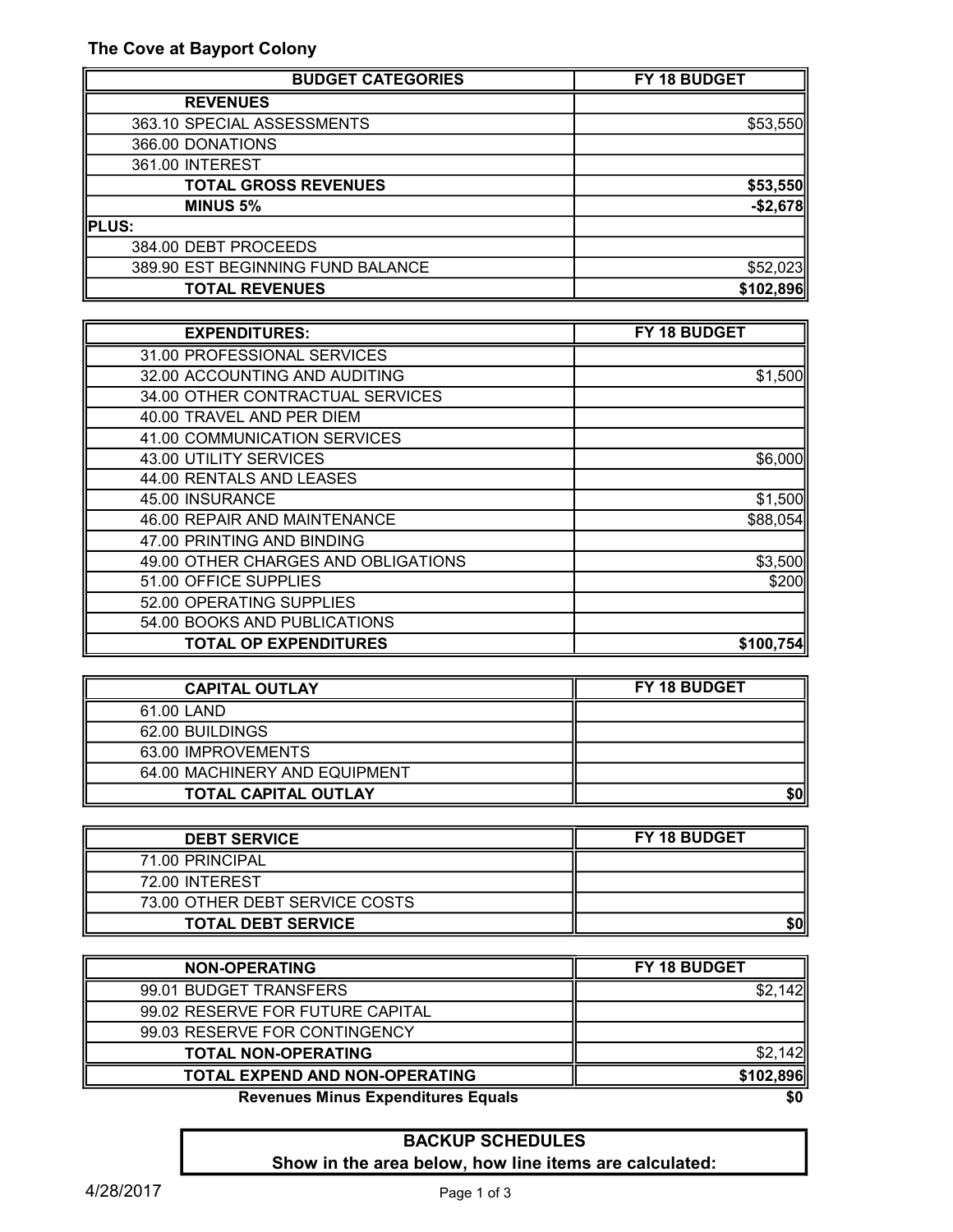# The Cove at Bayport Colony

| BUDGET CATEGORIES | FY 18 BUDGET |
|---|---|
| **REVENUES** | |
| 363.10 SPECIAL ASSESSMENTS | $53,550 |
| 366.00 DONATIONS | |
| 361.00 INTEREST | |
| **TOTAL GROSS REVENUES** | **$53,550** |
| **MINUS 5%** | **-$2,678** |
| **PLUS:** | |
| 384.00 DEBT PROCEEDS | |
| 389.90 EST BEGINNING FUND BALANCE | $52,023 |
| **TOTAL REVENUES** | **$102,896** |

| EXPENDITURES: | FY 18 BUDGET |
|---|---|
| 31.00 PROFESSIONAL SERVICES | |
| 32.00 ACCOUNTING AND AUDITING | $1,500 |
| 34.00 OTHER CONTRACTUAL SERVICES | |
| 40.00 TRAVEL AND PER DIEM | |
| 41.00 COMMUNICATION SERVICES | |
| 43.00 UTILITY SERVICES | $6,000 |
| 44.00 RENTALS AND LEASES | |
| 45.00 INSURANCE | $1,500 |
| 46.00 REPAIR AND MAINTENANCE | $88,054 |
| 47.00 PRINTING AND BINDING | |
| 49.00 OTHER CHARGES AND OBLIGATIONS | $3,500 |
| 51.00 OFFICE SUPPLIES | $200 |
| 52.00 OPERATING SUPPLIES | |
| 54.00 BOOKS AND PUBLICATIONS | |
| **TOTAL OP EXPENDITURES** | **$100,754** |

| CAPITAL OUTLAY | FY 18 BUDGET |
|---|---|
| 61.00 LAND | |
| 62.00 BUILDINGS | |
| 63.00 IMPROVEMENTS | |
| 64.00 MACHINERY AND EQUIPMENT | |
| **TOTAL CAPITAL OUTLAY** | **$0** |

| DEBT SERVICE | FY 18 BUDGET |
|---|---|
| 71.00 PRINCIPAL | |
| 72.00 INTEREST | |
| 73.00 OTHER DEBT SERVICE COSTS | |
| **TOTAL DEBT SERVICE** | **$0** |

| NON-OPERATING | FY 18 BUDGET |
|---|---|
| 99.01 BUDGET TRANSFERS | $2,142 |
| 99.02 RESERVE FOR FUTURE CAPITAL | |
| 99.03 RESERVE FOR CONTINGENCY | |
| **TOTAL NON-OPERATING** | $2,142 |
| **TOTAL EXPEND AND NON-OPERATING** | **$102,896** |
| **Revenues Minus Expenditures Equals** | **$0** |

**BACKUP SCHEDULES**

**Show in the area below, how line items are calculated:**

4/28/2017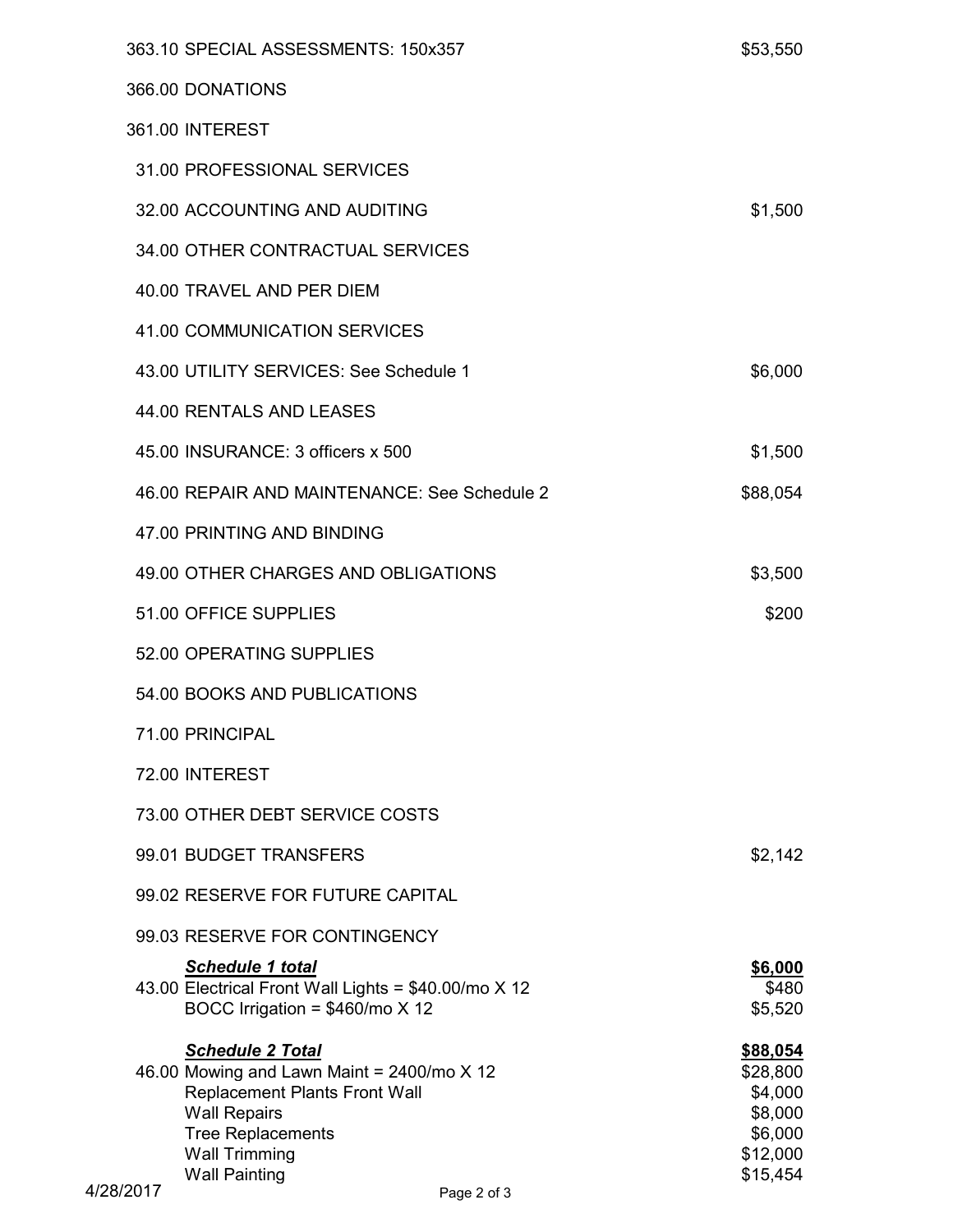| | |
|---|---|
| 363.10 SPECIAL ASSESSMENTS: 150x357 | $53,550 |
| 366.00 DONATIONS | |
| 361.00 INTEREST | |
| 31.00 PROFESSIONAL SERVICES | |
| 32.00 ACCOUNTING AND AUDITING | $1,500 |
| 34.00 OTHER CONTRACTUAL SERVICES | |
| 40.00 TRAVEL AND PER DIEM | |
| 41.00 COMMUNICATION SERVICES | |
| 43.00 UTILITY SERVICES: See Schedule 1 | $6,000 |
| 44.00 RENTALS AND LEASES | |
| 45.00 INSURANCE: 3 officers x 500 | $1,500 |
| 46.00 REPAIR AND MAINTENANCE: See Schedule 2 | $88,054 |
| 47.00 PRINTING AND BINDING | |
| 49.00 OTHER CHARGES AND OBLIGATIONS | $3,500 |
| 51.00 OFFICE SUPPLIES | $200 |
| 52.00 OPERATING SUPPLIES | |
| 54.00 BOOKS AND PUBLICATIONS | |
| 71.00 PRINCIPAL | |
| 72.00 INTEREST | |
| 73.00 OTHER DEBT SERVICE COSTS | |
| 99.01 BUDGET TRANSFERS | $2,142 |
| 99.02 RESERVE FOR FUTURE CAPITAL | |
| 99.03 RESERVE FOR CONTINGENCY | |

| | |
|---|---|
| ***Schedule 1 total*** | **$6,000** |
| 43.00 Electrical Front Wall Lights = $40.00/mo X 12 | $480 |
| BOCC Irrigation = $460/mo X 12 | $5,520 |

| | |
|---|---|
| ***Schedule 2 Total*** | **$88,054** |
| 46.00 Mowing and Lawn Maint = 2400/mo X 12 | $28,800 |
| Replacement Plants Front Wall | $4,000 |
| Wall Repairs | $8,000 |
| Tree Replacements | $6,000 |
| Wall Trimming | $12,000 |
| Wall Painting | $15,454 |

4/28/2017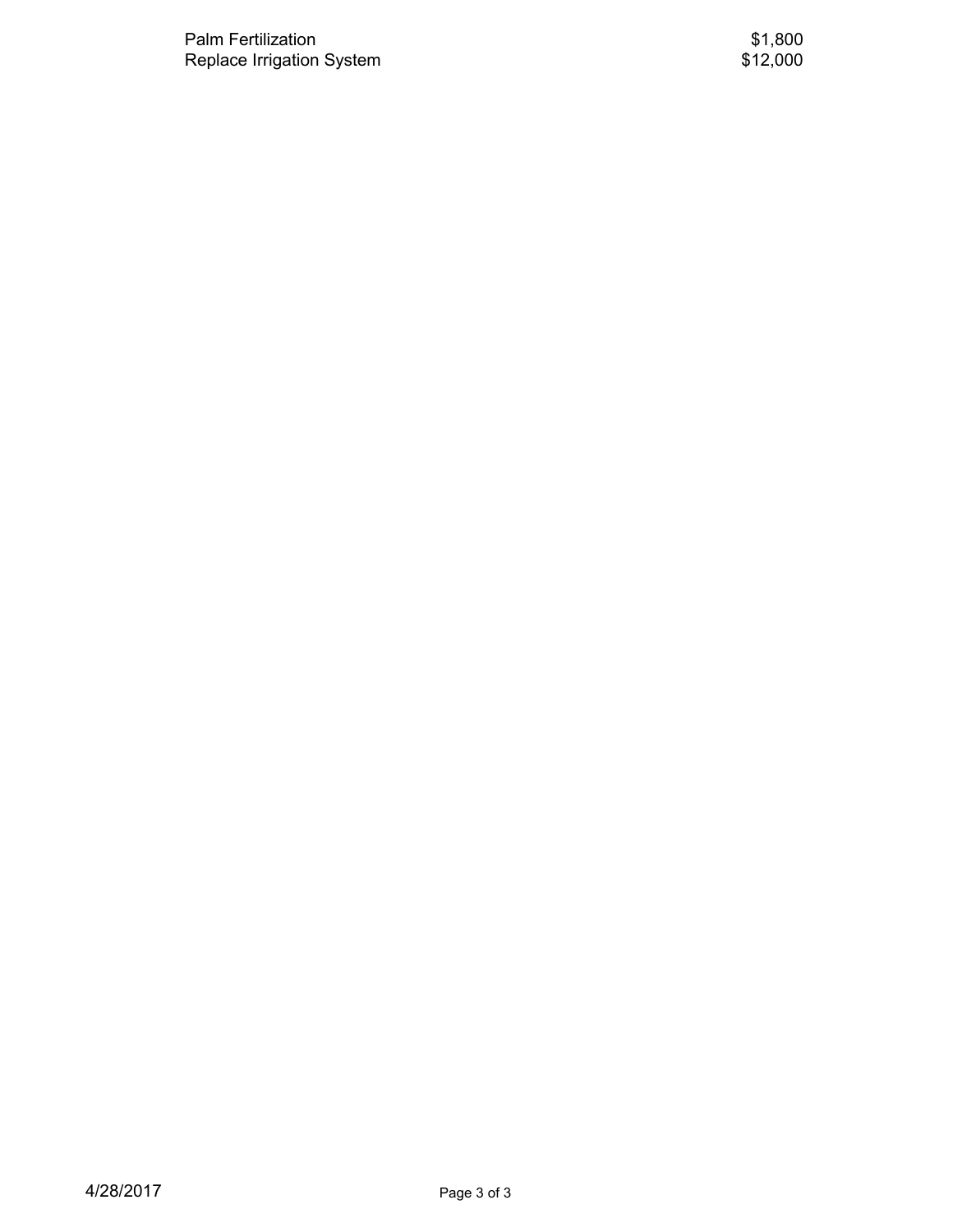| | |
|---|---|
| Palm Fertilization | $1,800 |
| Replace Irrigation System | $12,000 |